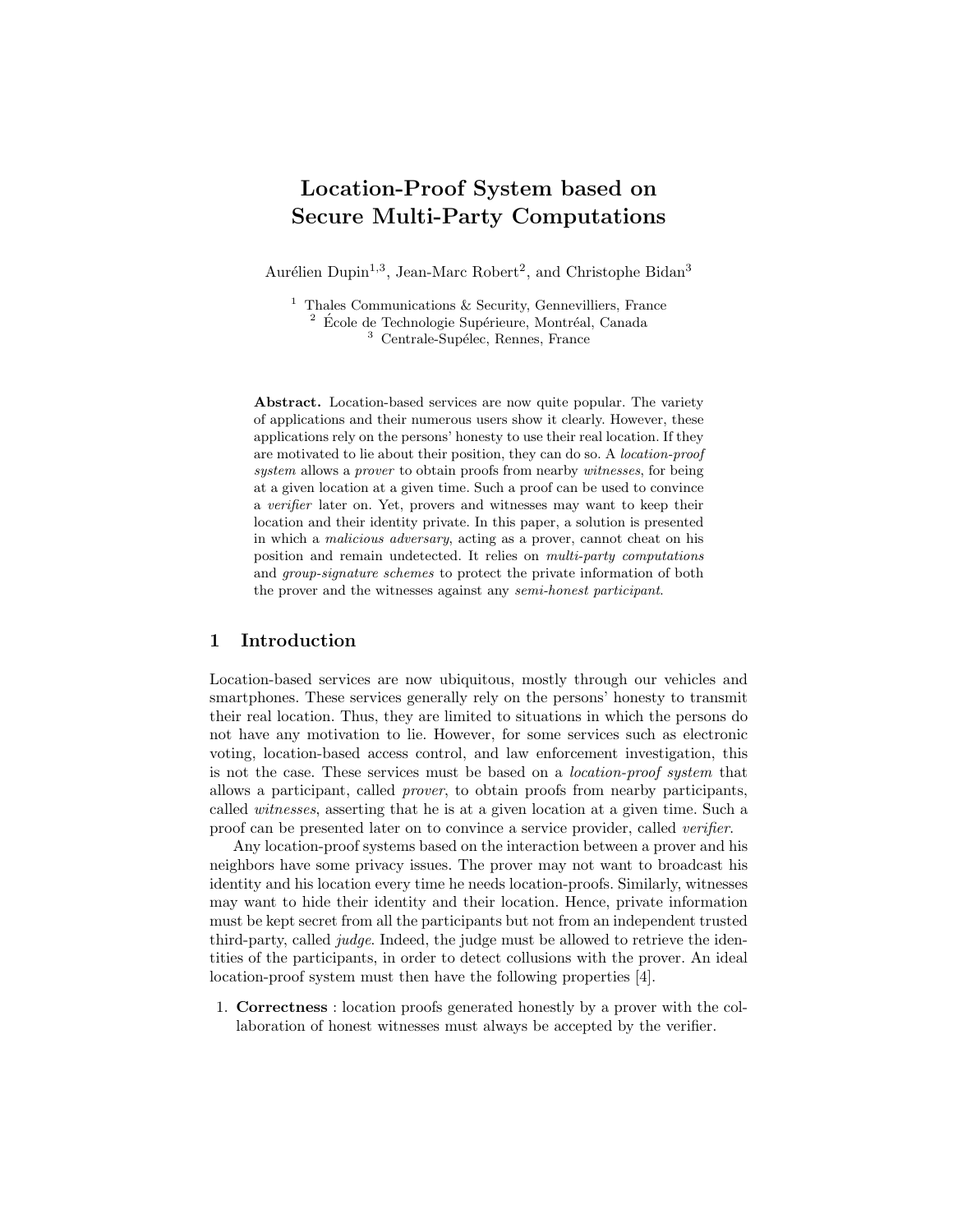# Location-Proof System based on Secure Multi-Party Computations

Aurélien Dupin[1,3], Jean-Marc Robert[2], and Christophe Bidan[3]

[1] Thales Communications & Security, Gennevilliers, France
[2] École de Technologie Supérieure, Montréal, Canada
[3] Centrale-Supélec, Rennes, France

**Abstract.** Location-based services are now quite popular. The variety of applications and their numerous users show it clearly. However, these applications rely on the persons' honesty to use their real location. If they are motivated to lie about their position, they can do so. A *location-proof system* allows a *prover* to obtain proofs from nearby *witnesses*, for being at a given location at a given time. Such a proof can be used to convince a *verifier* later on. Yet, provers and witnesses may want to keep their location and their identity private. In this paper, a solution is presented in which a *malicious adversary*, acting as a prover, cannot cheat on his position and remain undetected. It relies on *multi-party computations* and *group-signature schemes* to protect the private information of both the prover and the witnesses against any *semi-honest participant*.

## 1 Introduction

Location-based services are now ubiquitous, mostly through our vehicles and smartphones. These services generally rely on the persons' honesty to transmit their real location. Thus, they are limited to situations in which the persons do not have any motivation to lie. However, for some services such as electronic voting, location-based access control, and law enforcement investigation, this is not the case. These services must be based on a *location-proof system* that allows a participant, called *prover*, to obtain proofs from nearby participants, called *witnesses*, asserting that he is at a given location at a given time. Such a proof can be presented later on to convince a service provider, called *verifier*.

Any location-proof systems based on the interaction between a prover and his neighbors have some privacy issues. The prover may not want to broadcast his identity and his location every time he needs location-proofs. Similarly, witnesses may want to hide their identity and their location. Hence, private information must be kept secret from all the participants but not from an independent trusted third-party, called *judge*. Indeed, the judge must be allowed to retrieve the identities of the participants, in order to detect collusions with the prover. An ideal location-proof system must then have the following properties [4].

1. **Correctness** : location proofs generated honestly by a prover with the collaboration of honest witnesses must always be accepted by the verifier.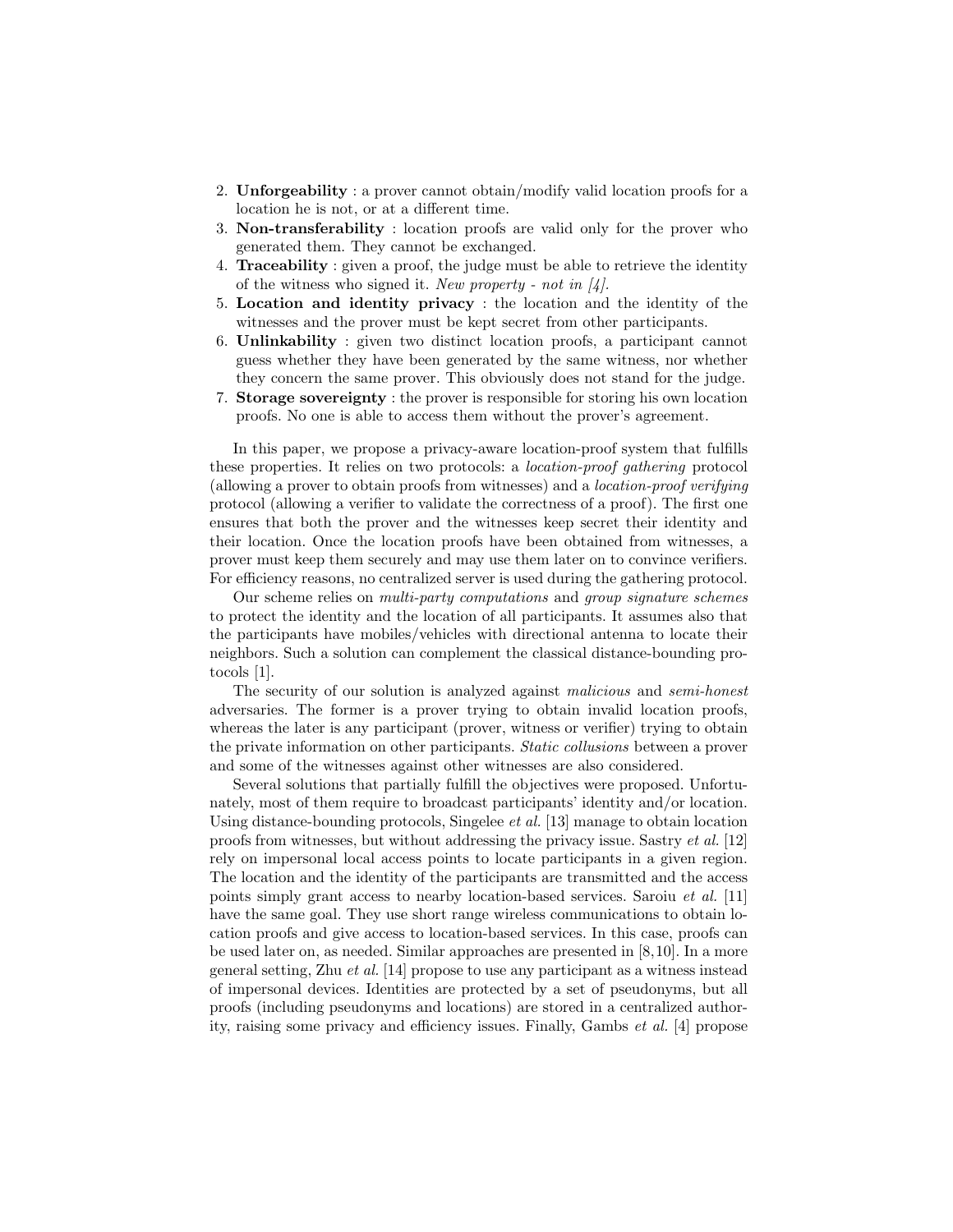2. **Unforgeability** : a prover cannot obtain/modify valid location proofs for a location he is not, or at a different time.
3. **Non-transferability** : location proofs are valid only for the prover who generated them. They cannot be exchanged.
4. **Traceability** : given a proof, the judge must be able to retrieve the identity of the witness who signed it. *New property - not in [4].*
5. **Location and identity privacy** : the location and the identity of the witnesses and the prover must be kept secret from other participants.
6. **Unlinkability** : given two distinct location proofs, a participant cannot guess whether they have been generated by the same witness, nor whether they concern the same prover. This obviously does not stand for the judge.
7. **Storage sovereignty** : the prover is responsible for storing his own location proofs. No one is able to access them without the prover's agreement.

In this paper, we propose a privacy-aware location-proof system that fulfills these properties. It relies on two protocols: a *location-proof gathering* protocol (allowing a prover to obtain proofs from witnesses) and a *location-proof verifying* protocol (allowing a verifier to validate the correctness of a proof). The first one ensures that both the prover and the witnesses keep secret their identity and their location. Once the location proofs have been obtained from witnesses, a prover must keep them securely and may use them later on to convince verifiers. For efficiency reasons, no centralized server is used during the gathering protocol.

Our scheme relies on *multi-party computations* and *group signature schemes* to protect the identity and the location of all participants. It assumes also that the participants have mobiles/vehicles with directional antenna to locate their neighbors. Such a solution can complement the classical distance-bounding protocols [1].

The security of our solution is analyzed against *malicious* and *semi-honest* adversaries. The former is a prover trying to obtain invalid location proofs, whereas the later is any participant (prover, witness or verifier) trying to obtain the private information on other participants. *Static collusions* between a prover and some of the witnesses against other witnesses are also considered.

Several solutions that partially fulfill the objectives were proposed. Unfortunately, most of them require to broadcast participants' identity and/or location. Using distance-bounding protocols, Singelee *et al.* [13] manage to obtain location proofs from witnesses, but without addressing the privacy issue. Sastry *et al.* [12] rely on impersonal local access points to locate participants in a given region. The location and the identity of the participants are transmitted and the access points simply grant access to nearby location-based services. Saroiu *et al.* [11] have the same goal. They use short range wireless communications to obtain location proofs and give access to location-based services. In this case, proofs can be used later on, as needed. Similar approaches are presented in [8,10]. In a more general setting, Zhu *et al.* [14] propose to use any participant as a witness instead of impersonal devices. Identities are protected by a set of pseudonyms, but all proofs (including pseudonyms and locations) are stored in a centralized authority, raising some privacy and efficiency issues. Finally, Gambs *et al.* [4] propose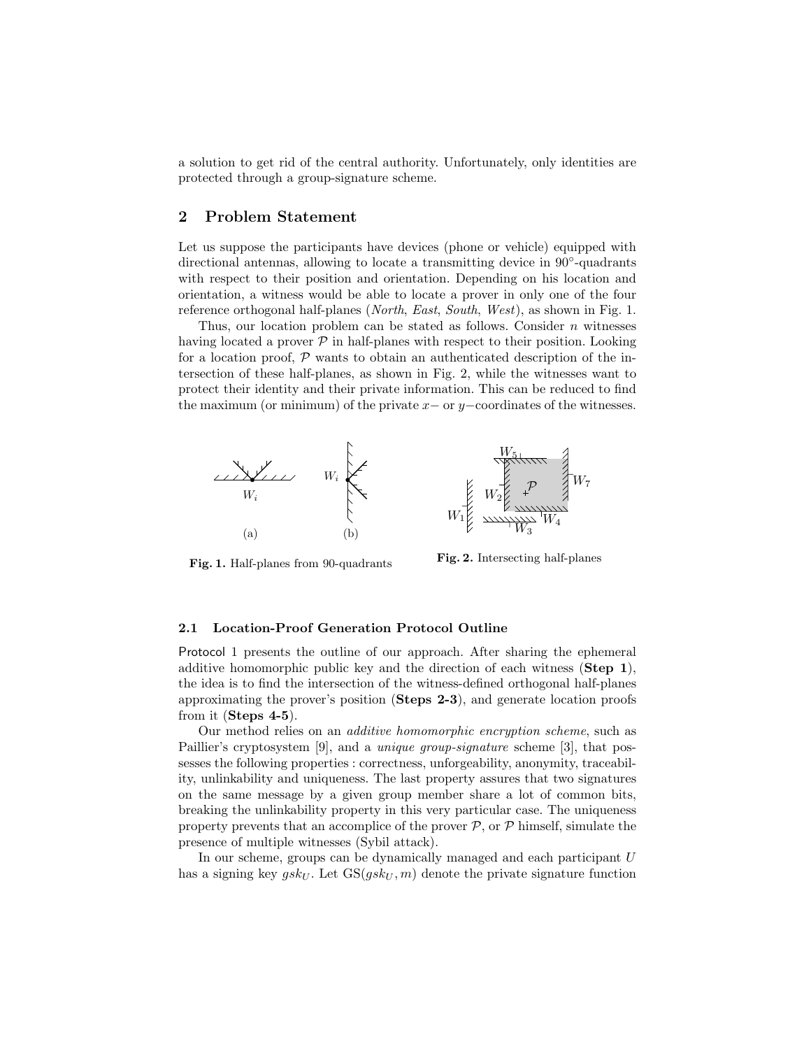a solution to get rid of the central authority. Unfortunately, only identities are protected through a group-signature scheme.

## 2 Problem Statement

Let us suppose the participants have devices (phone or vehicle) equipped with directional antennas, allowing to locate a transmitting device in 90°-quadrants with respect to their position and orientation. Depending on his location and orientation, a witness would be able to locate a prover in only one of the four reference orthogonal half-planes (*North*, *East*, *South*, *West*), as shown in Fig. 1.

Thus, our location problem can be stated as follows. Consider $n$ witnesses having located a prover $\mathcal{P}$ in half-planes with respect to their position. Looking for a location proof, $\mathcal{P}$ wants to obtain an authenticated description of the intersection of these half-planes, as shown in Fig. 2, while the witnesses want to protect their identity and their private information. This can be reduced to find the maximum (or minimum) of the private $x-$ or $y-$coordinates of the witnesses.

**Fig. 1.** Half-planes from 90-quadrants

**Fig. 2.** Intersecting half-planes

### 2.1 Location-Proof Generation Protocol Outline

Protocol 1 presents the outline of our approach. After sharing the ephemeral additive homomorphic public key and the direction of each witness (**Step 1**), the idea is to find the intersection of the witness-defined orthogonal half-planes approximating the prover's position (**Steps 2-3**), and generate location proofs from it (**Steps 4-5**).

Our method relies on an *additive homomorphic encryption scheme*, such as Paillier's cryptosystem [9], and a *unique group-signature* scheme [3], that possesses the following properties : correctness, unforgeability, anonymity, traceability, unlinkability and uniqueness. The last property assures that two signatures on the same message by a given group member share a lot of common bits, breaking the unlinkability property in this very particular case. The uniqueness property prevents that an accomplice of the prover $\mathcal{P}$, or $\mathcal{P}$ himself, simulate the presence of multiple witnesses (Sybil attack).

In our scheme, groups can be dynamically managed and each participant $U$ has a signing key $gsk_U$. Let $\mathrm{GS}(gsk_U, m)$ denote the private signature function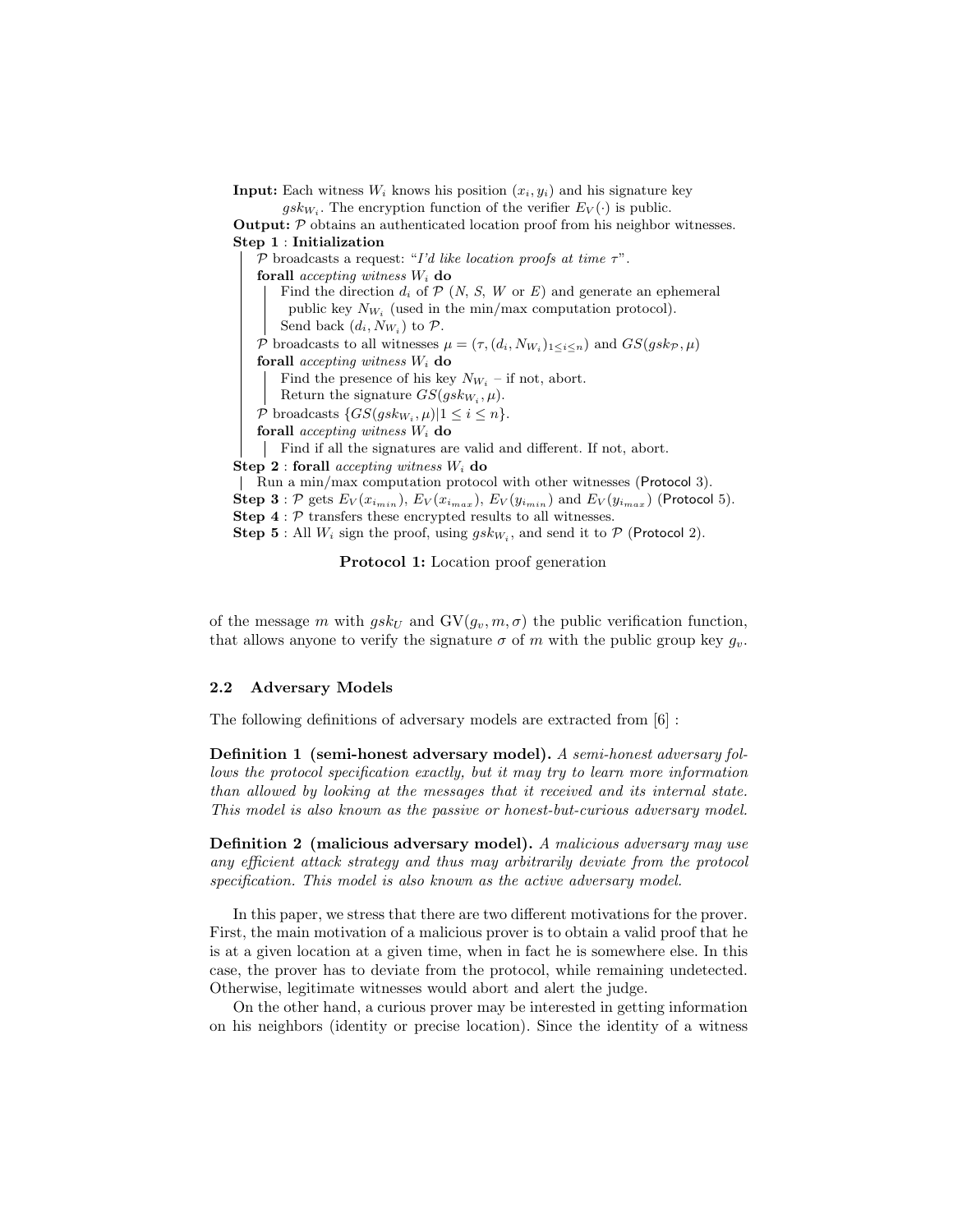**Input:** Each witness $W_i$ knows his position $(x_i, y_i)$ and his signature key $gsk_{W_i}$. The encryption function of the verifier $E_V(\cdot)$ is public.

**Output:** $\mathcal{P}$ obtains an authenticated location proof from his neighbor witnesses.

**Step 1** : **Initialization**

- $\mathcal{P}$ broadcasts a request: "*I'd like location proofs at time* $\tau$".
- **forall** *accepting witness* $W_i$ **do**
  - Find the direction $d_i$ of $\mathcal{P}$ ($N$, $S$, $W$ or $E$) and generate an ephemeral public key $N_{W_i}$ (used in the min/max computation protocol).
  - Send back $(d_i, N_{W_i})$ to $\mathcal{P}$.
- $\mathcal{P}$ broadcasts to all witnesses $\mu = (\tau, (d_i, N_{W_i})_{1 \leq i \leq n})$ and $GS(gsk_{\mathcal{P}}, \mu)$
- **forall** *accepting witness* $W_i$ **do**
  - Find the presence of his key $N_{W_i}$ – if not, abort.
  - Return the signature $GS(gsk_{W_i}, \mu)$.
- $\mathcal{P}$ broadcasts $\{GS(gsk_{W_i}, \mu) | 1 \leq i \leq n\}$.
- **forall** *accepting witness* $W_i$ **do**
  - Find if all the signatures are valid and different. If not, abort.

**Step 2** : **forall** *accepting witness* $W_i$ **do**

- Run a min/max computation protocol with other witnesses (Protocol 3).

**Step 3** : $\mathcal{P}$ gets $E_V(x_{i_{min}})$, $E_V(x_{i_{max}})$, $E_V(y_{i_{min}})$ and $E_V(y_{i_{max}})$ (Protocol 5).

**Step 4** : $\mathcal{P}$ transfers these encrypted results to all witnesses.

**Step 5** : All $W_i$ sign the proof, using $gsk_{W_i}$, and send it to $\mathcal{P}$ (Protocol 2).

**Protocol 1:** Location proof generation

of the message $m$ with $gsk_U$ and $\mathrm{GV}(g_v, m, \sigma)$ the public verification function, that allows anyone to verify the signature $\sigma$ of $m$ with the public group key $g_v$.

### 2.2 Adversary Models

The following definitions of adversary models are extracted from [6] :

**Definition 1 (semi-honest adversary model).** *A semi-honest adversary follows the protocol specification exactly, but it may try to learn more information than allowed by looking at the messages that it received and its internal state. This model is also known as the passive or honest-but-curious adversary model.*

**Definition 2 (malicious adversary model).** *A malicious adversary may use any efficient attack strategy and thus may arbitrarily deviate from the protocol specification. This model is also known as the active adversary model.*

In this paper, we stress that there are two different motivations for the prover. First, the main motivation of a malicious prover is to obtain a valid proof that he is at a given location at a given time, when in fact he is somewhere else. In this case, the prover has to deviate from the protocol, while remaining undetected. Otherwise, legitimate witnesses would abort and alert the judge.

On the other hand, a curious prover may be interested in getting information on his neighbors (identity or precise location). Since the identity of a witness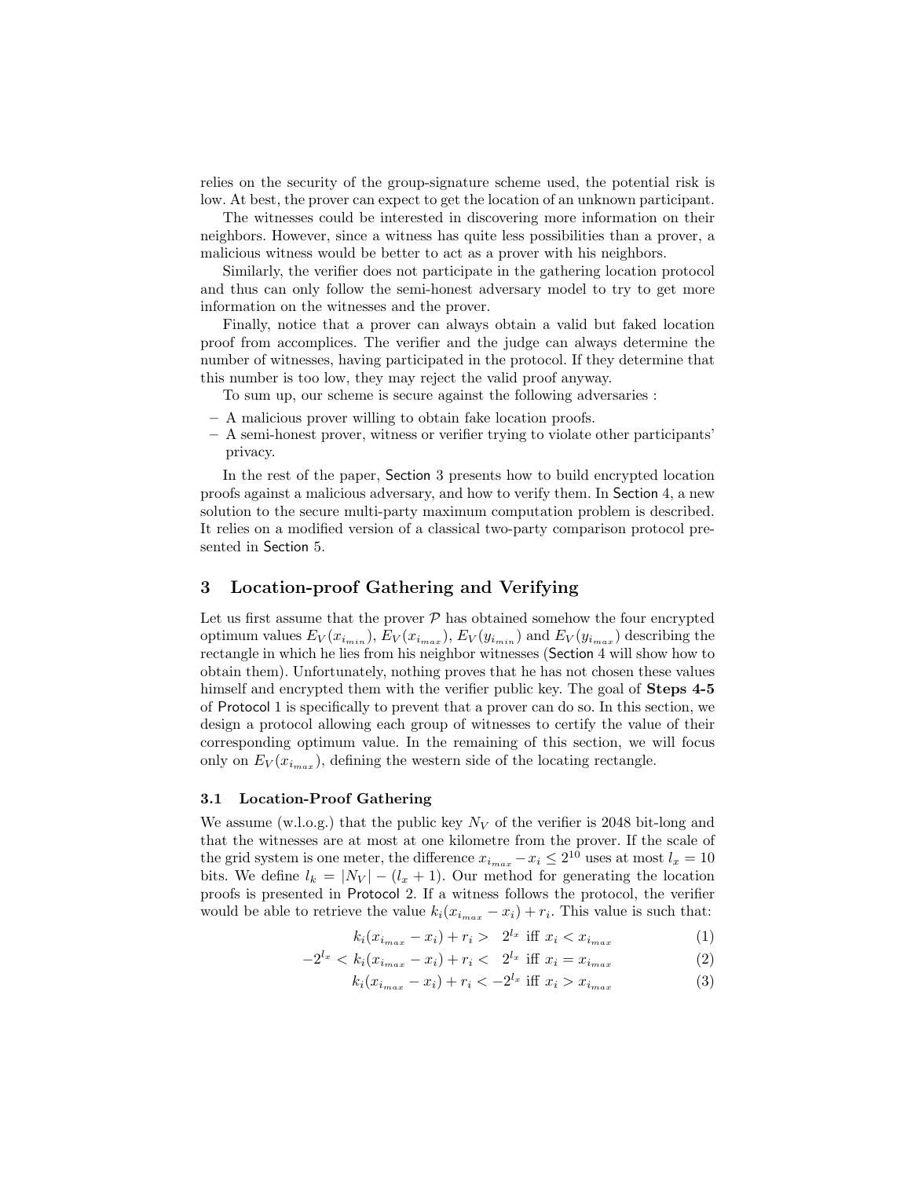relies on the security of the group-signature scheme used, the potential risk is low. At best, the prover can expect to get the location of an unknown participant.

The witnesses could be interested in discovering more information on their neighbors. However, since a witness has quite less possibilities than a prover, a malicious witness would be better to act as a prover with his neighbors.

Similarly, the verifier does not participate in the gathering location protocol and thus can only follow the semi-honest adversary model to try to get more information on the witnesses and the prover.

Finally, notice that a prover can always obtain a valid but faked location proof from accomplices. The verifier and the judge can always determine the number of witnesses, having participated in the protocol. If they determine that this number is too low, they may reject the valid proof anyway.

To sum up, our scheme is secure against the following adversaries :

- A malicious prover willing to obtain fake location proofs.
- A semi-honest prover, witness or verifier trying to violate other participants' privacy.

In the rest of the paper, Section 3 presents how to build encrypted location proofs against a malicious adversary, and how to verify them. In Section 4, a new solution to the secure multi-party maximum computation problem is described. It relies on a modified version of a classical two-party comparison protocol presented in Section 5.

## 3 Location-proof Gathering and Verifying

Let us first assume that the prover $\mathcal{P}$ has obtained somehow the four encrypted optimum values $E_V(x_{i_{min}})$, $E_V(x_{i_{max}})$, $E_V(y_{i_{min}})$ and $E_V(y_{i_{max}})$ describing the rectangle in which he lies from his neighbor witnesses (Section 4 will show how to obtain them). Unfortunately, nothing proves that he has not chosen these values himself and encrypted them with the verifier public key. The goal of **Steps 4-5** of Protocol 1 is specifically to prevent that a prover can do so. In this section, we design a protocol allowing each group of witnesses to certify the value of their corresponding optimum value. In the remaining of this section, we will focus only on $E_V(x_{i_{max}})$, defining the western side of the locating rectangle.

### 3.1 Location-Proof Gathering

We assume (w.l.o.g.) that the public key $N_V$ of the verifier is 2048 bit-long and that the witnesses are at most at one kilometre from the prover. If the scale of the grid system is one meter, the difference $x_{i_{max}} - x_i \leq 2^{10}$ uses at most $l_x = 10$ bits. We define $l_k = |N_V| - (l_x + 1)$. Our method for generating the location proofs is presented in Protocol 2. If a witness follows the protocol, the verifier would be able to retrieve the value $k_i(x_{i_{max}} - x_i) + r_i$. This value is such that:

$$k_i(x_{i_{max}} - x_i) + r_i > \ \ 2^{l_x} \text{ iff } x_i < x_{i_{max}} \quad (1)$$

$$-2^{l_x} < k_i(x_{i_{max}} - x_i) + r_i < \ \ 2^{l_x} \text{ iff } x_i = x_{i_{max}} \quad (2)$$

$$k_i(x_{i_{max}} - x_i) + r_i < -2^{l_x} \text{ iff } x_i > x_{i_{max}} \quad (3)$$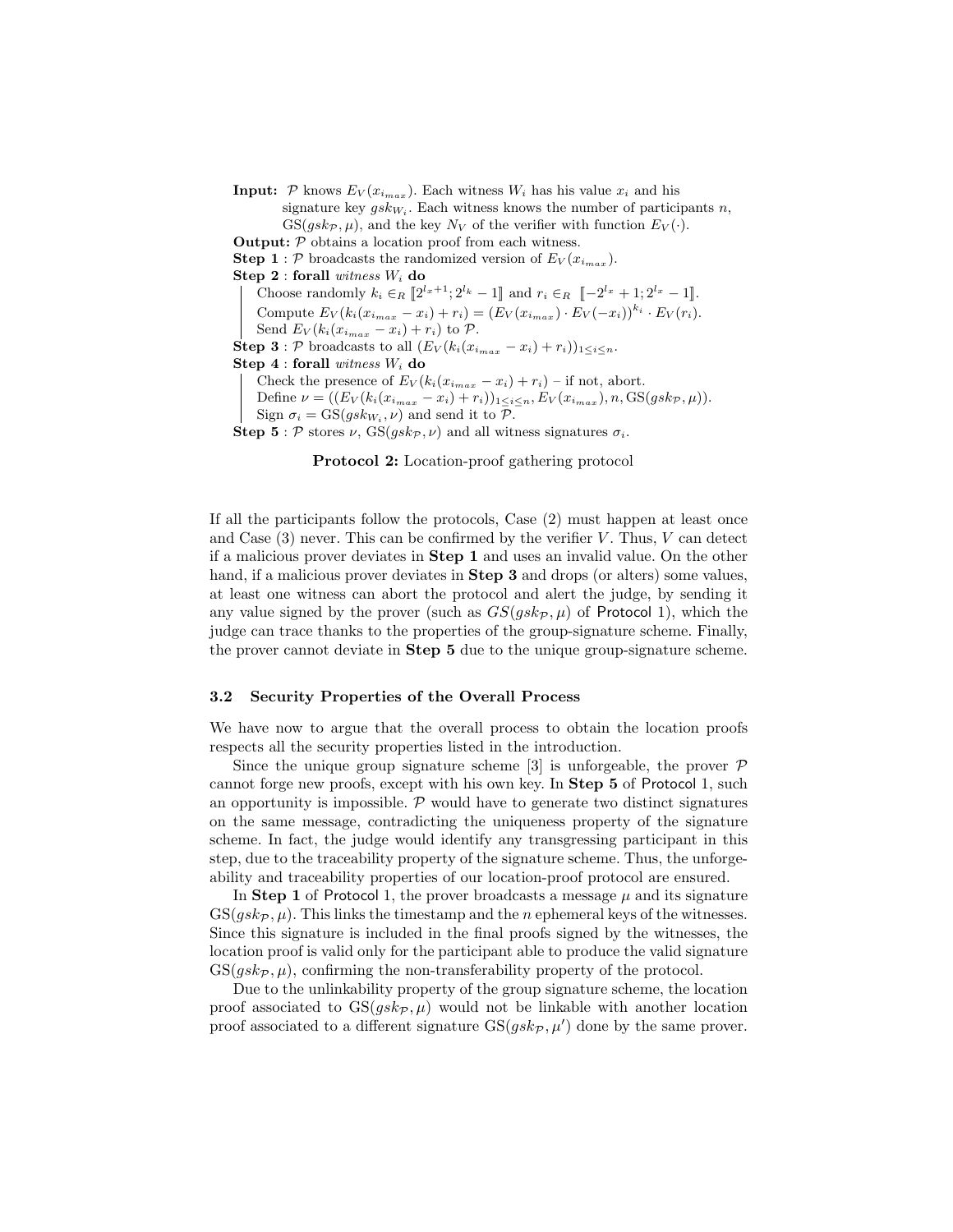**Input:** $\mathcal{P}$ knows $E_V(x_{i_{max}})$. Each witness $W_i$ has his value $x_i$ and his signature key $gsk_{W_i}$. Each witness knows the number of participants $n$, $\mathrm{GS}(gsk_{\mathcal{P}}, \mu)$, and the key $N_V$ of the verifier with function $E_V(\cdot)$.

**Output:** $\mathcal{P}$ obtains a location proof from each witness.

**Step 1** : $\mathcal{P}$ broadcasts the randomized version of $E_V(x_{i_{max}})$.

**Step 2** : **forall** *witness* $W_i$ **do**

- Choose randomly $k_i \in_R [\![2^{l_x+1}; 2^{l_k} - 1]\!]$ and $r_i \in_R [\![-2^{l_x} + 1; 2^{l_x} - 1]\!]$.
- Compute $E_V(k_i(x_{i_{max}} - x_i) + r_i) = (E_V(x_{i_{max}}) \cdot E_V(-x_i))^{k_i} \cdot E_V(r_i)$.
- Send $E_V(k_i(x_{i_{max}} - x_i) + r_i)$ to $\mathcal{P}$.

**Step 3** : $\mathcal{P}$ broadcasts to all $(E_V(k_i(x_{i_{max}} - x_i) + r_i))_{1 \leq i \leq n}$.

**Step 4** : **forall** *witness* $W_i$ **do**

- Check the presence of $E_V(k_i(x_{i_{max}} - x_i) + r_i)$ – if not, abort.
- Define $\nu = ((E_V(k_i(x_{i_{max}} - x_i) + r_i))_{1 \leq i \leq n}, E_V(x_{i_{max}}), n, \mathrm{GS}(gsk_{\mathcal{P}}, \mu))$.
- Sign $\sigma_i = \mathrm{GS}(gsk_{W_i}, \nu)$ and send it to $\mathcal{P}$.

**Step 5** : $\mathcal{P}$ stores $\nu$, $\mathrm{GS}(gsk_{\mathcal{P}}, \nu)$ and all witness signatures $\sigma_i$.

**Protocol 2:** Location-proof gathering protocol

If all the participants follow the protocols, Case (2) must happen at least once and Case (3) never. This can be confirmed by the verifier $V$. Thus, $V$ can detect if a malicious prover deviates in **Step 1** and uses an invalid value. On the other hand, if a malicious prover deviates in **Step 3** and drops (or alters) some values, at least one witness can abort the protocol and alert the judge, by sending it any value signed by the prover (such as $GS(gsk_{\mathcal{P}}, \mu)$ of Protocol 1), which the judge can trace thanks to the properties of the group-signature scheme. Finally, the prover cannot deviate in **Step 5** due to the unique group-signature scheme.

### 3.2 Security Properties of the Overall Process

We have now to argue that the overall process to obtain the location proofs respects all the security properties listed in the introduction.

Since the unique group signature scheme [3] is unforgeable, the prover $\mathcal{P}$ cannot forge new proofs, except with his own key. In **Step 5** of Protocol 1, such an opportunity is impossible. $\mathcal{P}$ would have to generate two distinct signatures on the same message, contradicting the uniqueness property of the signature scheme. In fact, the judge would identify any transgressing participant in this step, due to the traceability property of the signature scheme. Thus, the unforgeability and traceability properties of our location-proof protocol are ensured.

In **Step 1** of Protocol 1, the prover broadcasts a message $\mu$ and its signature $\mathrm{GS}(gsk_{\mathcal{P}}, \mu)$. This links the timestamp and the $n$ ephemeral keys of the witnesses. Since this signature is included in the final proofs signed by the witnesses, the location proof is valid only for the participant able to produce the valid signature $\mathrm{GS}(gsk_{\mathcal{P}}, \mu)$, confirming the non-transferability property of the protocol.

Due to the unlinkability property of the group signature scheme, the location proof associated to $\mathrm{GS}(gsk_{\mathcal{P}}, \mu)$ would not be linkable with another location proof associated to a different signature $\mathrm{GS}(gsk_{\mathcal{P}}, \mu')$ done by the same prover.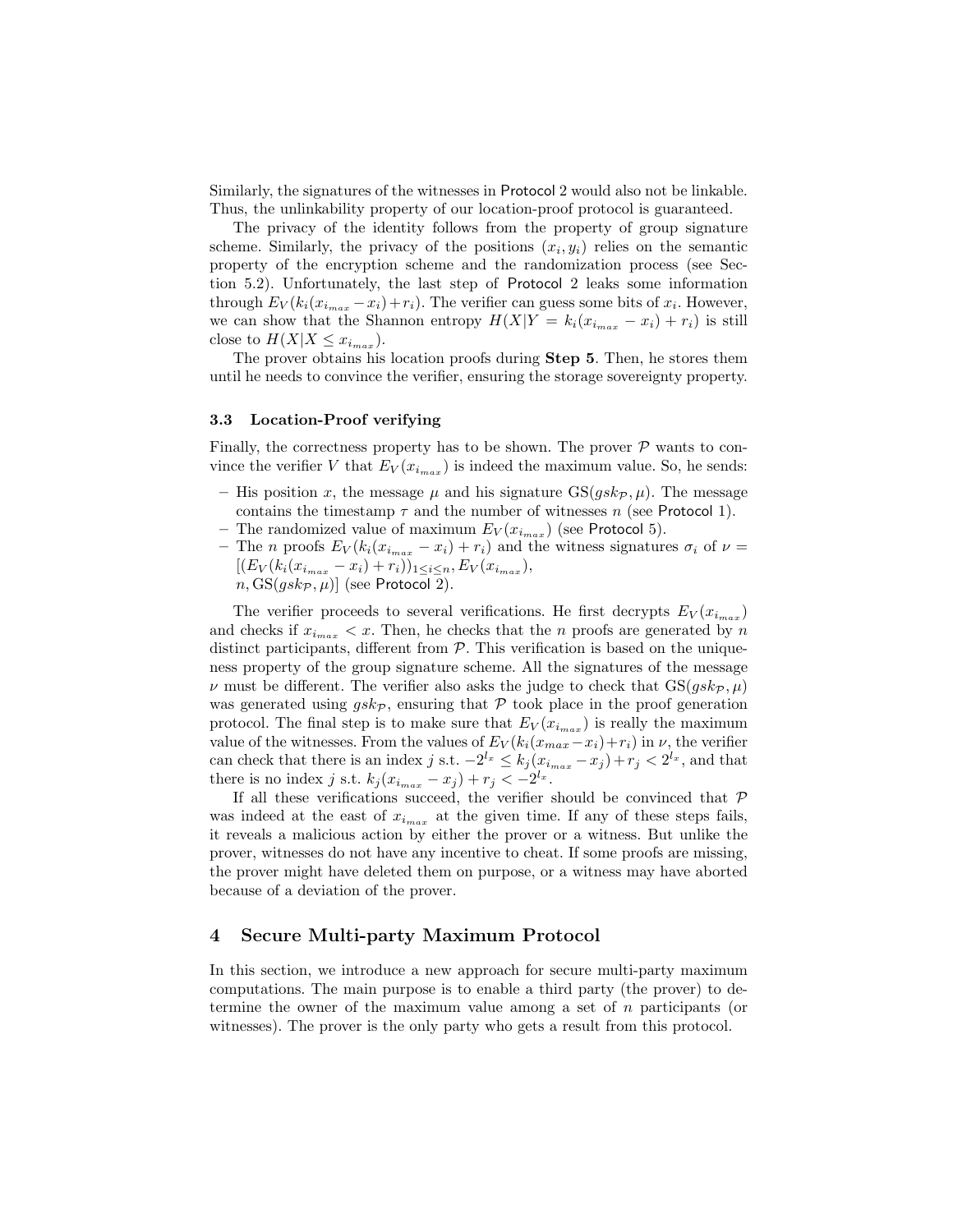Similarly, the signatures of the witnesses in Protocol 2 would also not be linkable. Thus, the unlinkability property of our location-proof protocol is guaranteed.

The privacy of the identity follows from the property of group signature scheme. Similarly, the privacy of the positions $(x_i, y_i)$ relies on the semantic property of the encryption scheme and the randomization process (see Section 5.2). Unfortunately, the last step of Protocol 2 leaks some information through $E_V(k_i(x_{i_{max}} - x_i) + r_i)$. The verifier can guess some bits of $x_i$. However, we can show that the Shannon entropy $H(X|Y = k_i(x_{i_{max}} - x_i) + r_i)$ is still close to $H(X|X \leq x_{i_{max}})$.

The prover obtains his location proofs during **Step 5**. Then, he stores them until he needs to convince the verifier, ensuring the storage sovereignty property.

### 3.3 Location-Proof verifying

Finally, the correctness property has to be shown. The prover $\mathcal{P}$ wants to convince the verifier $V$ that $E_V(x_{i_{max}})$ is indeed the maximum value. So, he sends:

- His position $x$, the message $\mu$ and his signature $\mathrm{GS}(gsk_{\mathcal{P}}, \mu)$. The message contains the timestamp $\tau$ and the number of witnesses $n$ (see Protocol 1).
- The randomized value of maximum $E_V(x_{i_{max}})$ (see Protocol 5).
- The $n$ proofs $E_V(k_i(x_{i_{max}} - x_i) + r_i)$ and the witness signatures $\sigma_i$ of $\nu = [(E_V(k_i(x_{i_{max}} - x_i) + r_i))_{1 \leq i \leq n}, E_V(x_{i_{max}}),$ $n, \mathrm{GS}(gsk_{\mathcal{P}}, \mu)]$ (see Protocol 2).

The verifier proceeds to several verifications. He first decrypts $E_V(x_{i_{max}})$ and checks if $x_{i_{max}} < x$. Then, he checks that the $n$ proofs are generated by $n$ distinct participants, different from $\mathcal{P}$. This verification is based on the uniqueness property of the group signature scheme. All the signatures of the message $\nu$ must be different. The verifier also asks the judge to check that $\mathrm{GS}(gsk_{\mathcal{P}}, \mu)$ was generated using $gsk_{\mathcal{P}}$, ensuring that $\mathcal{P}$ took place in the proof generation protocol. The final step is to make sure that $E_V(x_{i_{max}})$ is really the maximum value of the witnesses. From the values of $E_V(k_i(x_{max} - x_i) + r_i)$ in $\nu$, the verifier can check that there is an index $j$ s.t. $-2^{l_x} \leq k_j(x_{i_{max}} - x_j) + r_j < 2^{l_x}$, and that there is no index $j$ s.t. $k_j(x_{i_{max}} - x_j) + r_j < -2^{l_x}$.

If all these verifications succeed, the verifier should be convinced that $\mathcal{P}$ was indeed at the east of $x_{i_{max}}$ at the given time. If any of these steps fails, it reveals a malicious action by either the prover or a witness. But unlike the prover, witnesses do not have any incentive to cheat. If some proofs are missing, the prover might have deleted them on purpose, or a witness may have aborted because of a deviation of the prover.

## 4 Secure Multi-party Maximum Protocol

In this section, we introduce a new approach for secure multi-party maximum computations. The main purpose is to enable a third party (the prover) to determine the owner of the maximum value among a set of $n$ participants (or witnesses). The prover is the only party who gets a result from this protocol.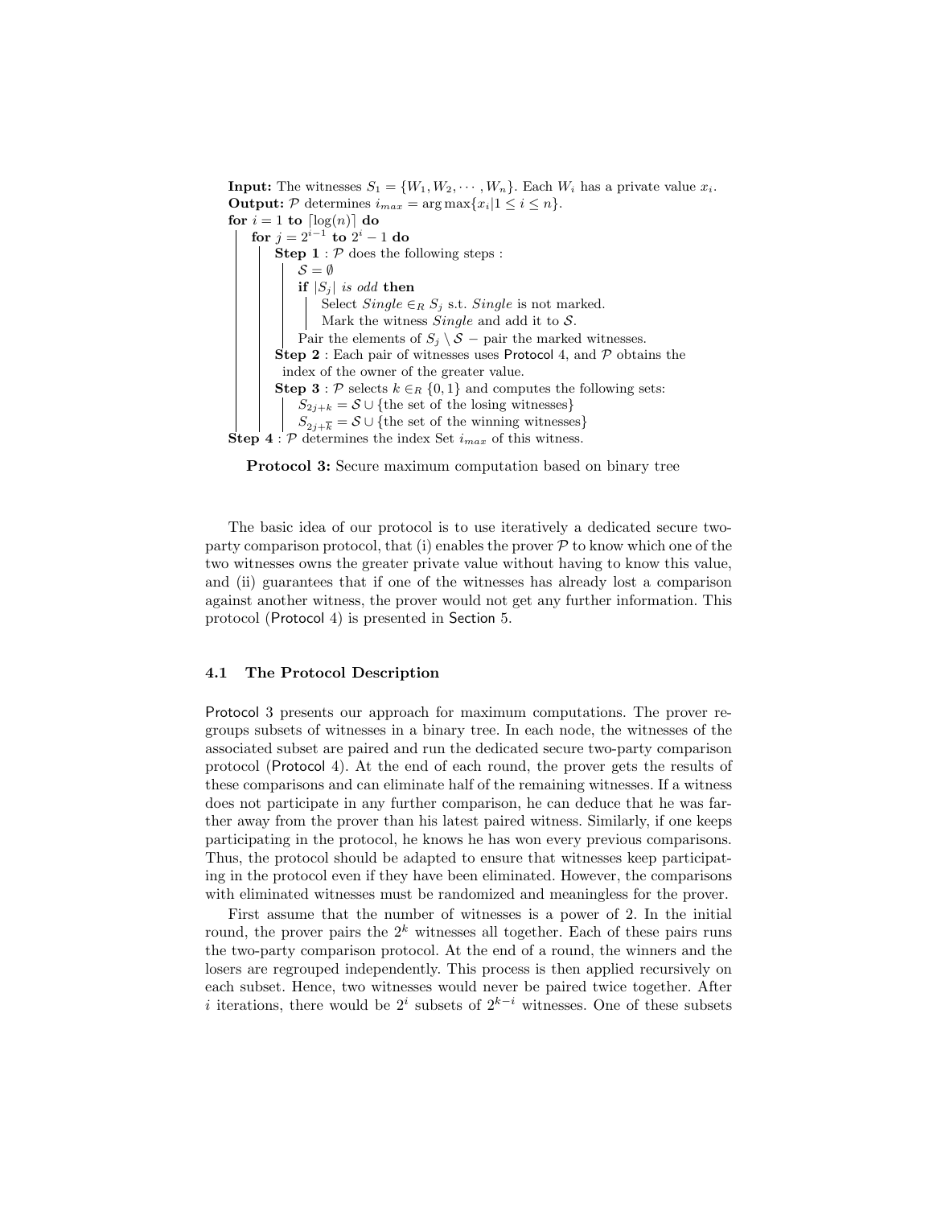**Input:** The witnesses $S_1 = \{W_1, W_2, \cdots, W_n\}$. Each $W_i$ has a private value $x_i$.
**Output:** $\mathcal{P}$ determines $i_{max} = \arg\max\{x_i | 1 \leq i \leq n\}$.

```
for i = 1 to ⌈log(n)⌉ do
    for j = 2^{i-1} to 2^i − 1 do
        Step 1 : P does the following steps :
            S = ∅
            if |S_j| is odd then
                Select Single ∈_R S_j s.t. Single is not marked.
                Mark the witness Single and add it to S.
            Pair the elements of S_j \ S − pair the marked witnesses.
        Step 2 : Each pair of witnesses uses Protocol 4, and P obtains the
        index of the owner of the greater value.
        Step 3 : P selects k ∈_R {0, 1} and computes the following sets:
            S_{2j+k} = S ∪ {the set of the losing witnesses}
            S_{2j+k̄} = S ∪ {the set of the winning witnesses}
Step 4 : P determines the index Set i_max of this witness.
```

**Protocol 3:** Secure maximum computation based on binary tree

The basic idea of our protocol is to use iteratively a dedicated secure two-party comparison protocol, that (i) enables the prover $\mathcal{P}$ to know which one of the two witnesses owns the greater private value without having to know this value, and (ii) guarantees that if one of the witnesses has already lost a comparison against another witness, the prover would not get any further information. This protocol (Protocol 4) is presented in Section 5.

### 4.1 The Protocol Description

Protocol 3 presents our approach for maximum computations. The prover regroups subsets of witnesses in a binary tree. In each node, the witnesses of the associated subset are paired and run the dedicated secure two-party comparison protocol (Protocol 4). At the end of each round, the prover gets the results of these comparisons and can eliminate half of the remaining witnesses. If a witness does not participate in any further comparison, he can deduce that he was farther away from the prover than his latest paired witness. Similarly, if one keeps participating in the protocol, he knows he has won every previous comparisons. Thus, the protocol should be adapted to ensure that witnesses keep participating in the protocol even if they have been eliminated. However, the comparisons with eliminated witnesses must be randomized and meaningless for the prover.

First assume that the number of witnesses is a power of 2. In the initial round, the prover pairs the $2^k$ witnesses all together. Each of these pairs runs the two-party comparison protocol. At the end of a round, the winners and the losers are regrouped independently. This process is then applied recursively on each subset. Hence, two witnesses would never be paired twice together. After $i$ iterations, there would be $2^i$ subsets of $2^{k-i}$ witnesses. One of these subsets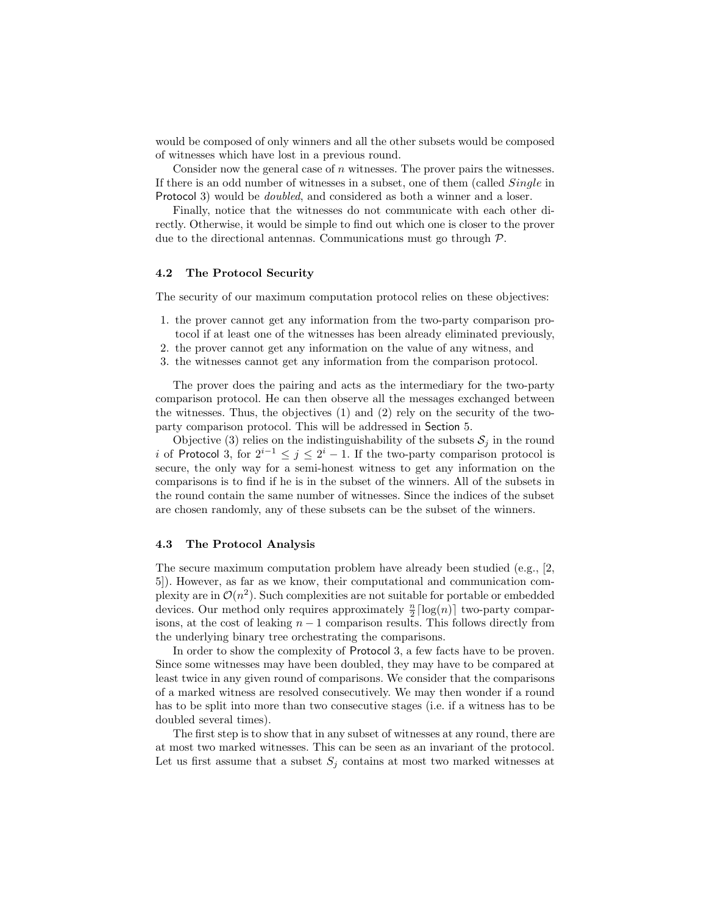would be composed of only winners and all the other subsets would be composed of witnesses which have lost in a previous round.

Consider now the general case of $n$ witnesses. The prover pairs the witnesses. If there is an odd number of witnesses in a subset, one of them (called *Single* in Protocol 3) would be *doubled*, and considered as both a winner and a loser.

Finally, notice that the witnesses do not communicate with each other directly. Otherwise, it would be simple to find out which one is closer to the prover due to the directional antennas. Communications must go through $\mathcal{P}$.

### 4.2 The Protocol Security

The security of our maximum computation protocol relies on these objectives:

1. the prover cannot get any information from the two-party comparison protocol if at least one of the witnesses has been already eliminated previously,
2. the prover cannot get any information on the value of any witness, and
3. the witnesses cannot get any information from the comparison protocol.

The prover does the pairing and acts as the intermediary for the two-party comparison protocol. He can then observe all the messages exchanged between the witnesses. Thus, the objectives (1) and (2) rely on the security of the two-party comparison protocol. This will be addressed in Section 5.

Objective (3) relies on the indistinguishability of the subsets $\mathcal{S}_j$ in the round $i$ of Protocol 3, for $2^{i-1} \leq j \leq 2^i - 1$. If the two-party comparison protocol is secure, the only way for a semi-honest witness to get any information on the comparisons is to find if he is in the subset of the winners. All of the subsets in the round contain the same number of witnesses. Since the indices of the subset are chosen randomly, any of these subsets can be the subset of the winners.

### 4.3 The Protocol Analysis

The secure maximum computation problem have already been studied (e.g., [2, 5]). However, as far as we know, their computational and communication complexity are in $\mathcal{O}(n^2)$. Such complexities are not suitable for portable or embedded devices. Our method only requires approximately $\frac{n}{2}\lceil\log(n)\rceil$ two-party comparisons, at the cost of leaking $n-1$ comparison results. This follows directly from the underlying binary tree orchestrating the comparisons.

In order to show the complexity of Protocol 3, a few facts have to be proven. Since some witnesses may have been doubled, they may have to be compared at least twice in any given round of comparisons. We consider that the comparisons of a marked witness are resolved consecutively. We may then wonder if a round has to be split into more than two consecutive stages (i.e. if a witness has to be doubled several times).

The first step is to show that in any subset of witnesses at any round, there are at most two marked witnesses. This can be seen as an invariant of the protocol. Let us first assume that a subset $S_j$ contains at most two marked witnesses at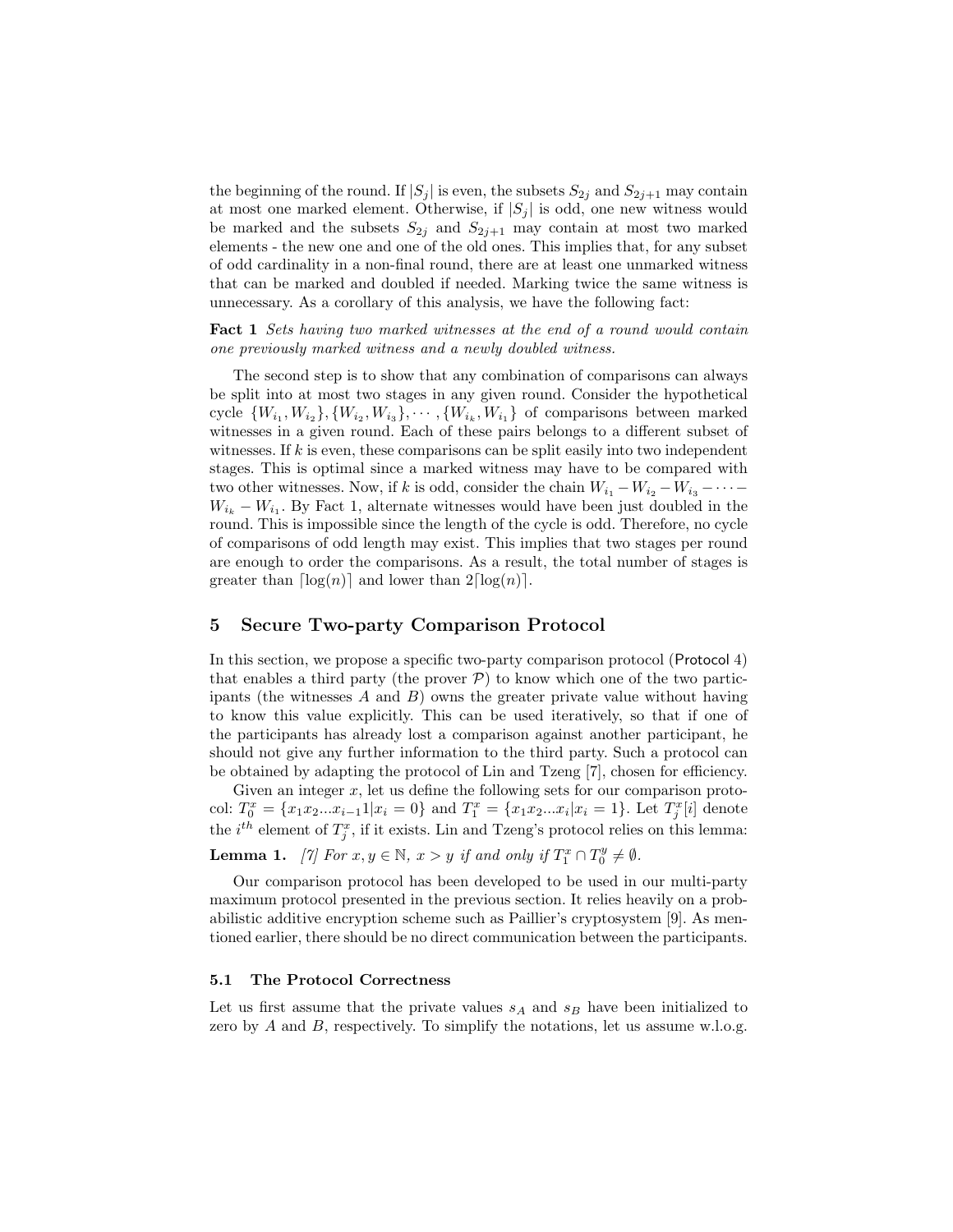the beginning of the round. If $|S_j|$ is even, the subsets $S_{2j}$ and $S_{2j+1}$ may contain at most one marked element. Otherwise, if $|S_j|$ is odd, one new witness would be marked and the subsets $S_{2j}$ and $S_{2j+1}$ may contain at most two marked elements - the new one and one of the old ones. This implies that, for any subset of odd cardinality in a non-final round, there are at least one unmarked witness that can be marked and doubled if needed. Marking twice the same witness is unnecessary. As a corollary of this analysis, we have the following fact:

**Fact 1** *Sets having two marked witnesses at the end of a round would contain one previously marked witness and a newly doubled witness.*

The second step is to show that any combination of comparisons can always be split into at most two stages in any given round. Consider the hypothetical cycle $\{W_{i_1}, W_{i_2}\}, \{W_{i_2}, W_{i_3}\}, \cdots, \{W_{i_k}, W_{i_1}\}$ of comparisons between marked witnesses in a given round. Each of these pairs belongs to a different subset of witnesses. If $k$ is even, these comparisons can be split easily into two independent stages. This is optimal since a marked witness may have to be compared with two other witnesses. Now, if $k$ is odd, consider the chain $W_{i_1} - W_{i_2} - W_{i_3} - \cdots - W_{i_k} - W_{i_1}$. By Fact 1, alternate witnesses would have been just doubled in the round. This is impossible since the length of the cycle is odd. Therefore, no cycle of comparisons of odd length may exist. This implies that two stages per round are enough to order the comparisons. As a result, the total number of stages is greater than $\lceil \log(n) \rceil$ and lower than $2\lceil \log(n) \rceil$.

## 5 Secure Two-party Comparison Protocol

In this section, we propose a specific two-party comparison protocol (Protocol 4) that enables a third party (the prover $\mathcal{P}$) to know which one of the two participants (the witnesses $A$ and $B$) owns the greater private value without having to know this value explicitly. This can be used iteratively, so that if one of the participants has already lost a comparison against another participant, he should not give any further information to the third party. Such a protocol can be obtained by adapting the protocol of Lin and Tzeng [7], chosen for efficiency.

Given an integer $x$, let us define the following sets for our comparison protocol: $T_0^x = \{x_1 x_2 ... x_{i-1} 1 | x_i = 0\}$ and $T_1^x = \{x_1 x_2 ... x_i | x_i = 1\}$. Let $T_j^x[i]$ denote the $i^{th}$ element of $T_j^x$, if it exists. Lin and Tzeng's protocol relies on this lemma:

**Lemma 1.** *[7] For $x, y \in \mathbb{N}$, $x > y$ if and only if $T_1^x \cap T_0^y \neq \emptyset$.*

Our comparison protocol has been developed to be used in our multi-party maximum protocol presented in the previous section. It relies heavily on a probabilistic additive encryption scheme such as Paillier's cryptosystem [9]. As mentioned earlier, there should be no direct communication between the participants.

### 5.1 The Protocol Correctness

Let us first assume that the private values $s_A$ and $s_B$ have been initialized to zero by $A$ and $B$, respectively. To simplify the notations, let us assume w.l.o.g.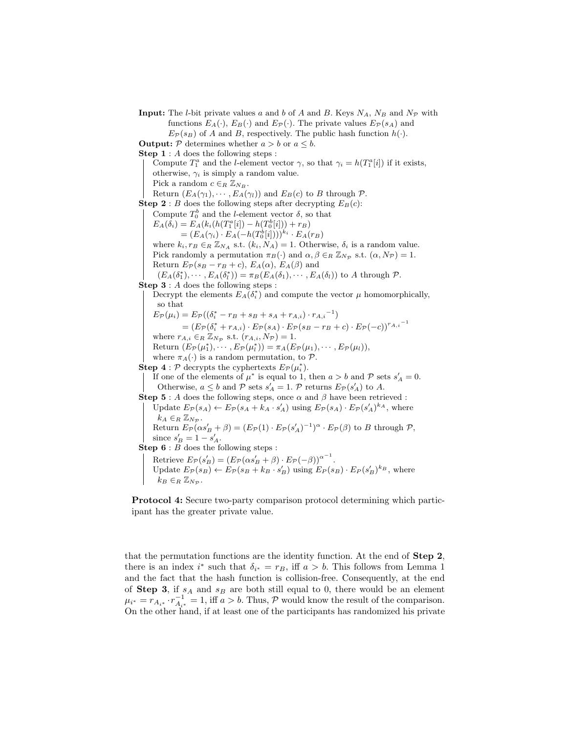**Input:** The $l$-bit private values $a$ and $b$ of $A$ and $B$. Keys $N_A$, $N_B$ and $N_{\mathcal{P}}$ with functions $E_A(\cdot)$, $E_B(\cdot)$ and $E_{\mathcal{P}}(\cdot)$. The private values $E_{\mathcal{P}}(s_A)$ and $E_{\mathcal{P}}(s_B)$ of $A$ and $B$, respectively. The public hash function $h(\cdot)$.

**Output:** $\mathcal{P}$ determines whether $a > b$ or $a \leq b$.

**Step 1** : $A$ does the following steps :

Compute $T_1^a$ and the $l$-element vector $\gamma$, so that $\gamma_i = h(T_1^a[i])$ if it exists, otherwise, $\gamma_i$ is simply a random value.

Pick a random $c \in_R \mathbb{Z}_{N_B}$.

Return $(E_A(\gamma_1), \cdots, E_A(\gamma_l))$ and $E_B(c)$ to $B$ through $\mathcal{P}$.

**Step 2** : $B$ does the following steps after decrypting $E_B(c)$:

Compute $T_0^b$ and the $l$-element vector $\delta$, so that

$$E_A(\delta_i) = E_A(k_i(h(T_1^a[i]) - h(T_0^b[i])) + r_B) = (E_A(\gamma_i) \cdot E_A(-h(T_0^b[i])))^{k_i} \cdot E_A(r_B)$$

where $k_i, r_B \in_R \mathbb{Z}_{N_A}$ s.t. $(k_i, N_A) = 1$. Otherwise, $\delta_i$ is a random value.

Pick randomly a permutation $\pi_B(\cdot)$ and $\alpha, \beta \in_R \mathbb{Z}_{N_{\mathcal{P}}}$ s.t. $(\alpha, N_{\mathcal{P}}) = 1$.

Return $E_{\mathcal{P}}(s_B - r_B + c)$, $E_A(\alpha)$, $E_A(\beta)$ and $(E_A(\delta_1^*), \cdots, E_A(\delta_l^*)) = \pi_B(E_A(\delta_1), \cdots, E_A(\delta_l))$ to $A$ through $\mathcal{P}$.

**Step 3** : $A$ does the following steps :

Decrypt the elements $E_A(\delta_i^*)$ and compute the vector $\mu$ homomorphically, so that

$$E_{\mathcal{P}}(\mu_i) = E_{\mathcal{P}}((\delta_i^* - r_B + s_B + s_A + r_{A,i}) \cdot r_{A,i}{}^{-1}) = (E_{\mathcal{P}}(\delta_i^* + r_{A,i}) \cdot E_{\mathcal{P}}(s_A) \cdot E_{\mathcal{P}}(s_B - r_B + c) \cdot E_{\mathcal{P}}(-c))^{r_{A,i}{}^{-1}}$$

where $r_{A,i} \in_R \mathbb{Z}_{N_{\mathcal{P}}}$ s.t. $(r_{A,i}, N_{\mathcal{P}}) = 1$.

Return $(E_{\mathcal{P}}(\mu_1^*), \cdots, E_{\mathcal{P}}(\mu_l^*)) = \pi_A(E_{\mathcal{P}}(\mu_1), \cdots, E_{\mathcal{P}}(\mu_l))$, where $\pi_A(\cdot)$ is a random permutation, to $\mathcal{P}$.

**Step 4** : $\mathcal{P}$ decrypts the cyphertexts $E_{\mathcal{P}}(\mu_i^*)$.

If one of the elements of $\mu^*$ is equal to 1, then $a > b$ and $\mathcal{P}$ sets $s'_A = 0$. Otherwise, $a \leq b$ and $\mathcal{P}$ sets $s'_A = 1$. $\mathcal{P}$ returns $E_{\mathcal{P}}(s'_A)$ to $A$.

**Step 5** : $A$ does the following steps, once $\alpha$ and $\beta$ have been retrieved :

Update $E_{\mathcal{P}}(s_A) \leftarrow E_{\mathcal{P}}(s_A + k_A \cdot s'_A)$ using $E_{\mathcal{P}}(s_A) \cdot E_{\mathcal{P}}(s'_A)^{k_A}$, where $k_A \in_R \mathbb{Z}_{N_{\mathcal{P}}}$.

Return $E_{\mathcal{P}}(\alpha s'_B + \beta) = (E_{\mathcal{P}}(1) \cdot E_{\mathcal{P}}(s'_A)^{-1})^{\alpha} \cdot E_{\mathcal{P}}(\beta)$ to $B$ through $\mathcal{P}$, since $s'_B = 1 - s'_A$.

**Step 6** : $B$ does the following steps :

Retrieve $E_{\mathcal{P}}(s'_B) = (E_{\mathcal{P}}(\alpha s'_B + \beta) \cdot E_{\mathcal{P}}(-\beta))^{\alpha^{-1}}$.

Update $E_{\mathcal{P}}(s_B) \leftarrow E_{\mathcal{P}}(s_B + k_B \cdot s'_B)$ using $E_P(s_B) \cdot E_P(s'_B)^{k_B}$, where $k_B \in_R \mathbb{Z}_{N_{\mathcal{P}}}$.

**Protocol 4:** Secure two-party comparison protocol determining which participant has the greater private value.

that the permutation functions are the identity function. At the end of **Step 2**, there is an index $i^*$ such that $\delta_{i^*} = r_B$, iff $a > b$. This follows from Lemma 1 and the fact that the hash function is collision-free. Consequently, at the end of **Step 3**, if $s_A$ and $s_B$ are both still equal to 0, there would be an element $\mu_{i^*} = r_{A_{i^*}} \cdot r_{A_{i^*}}^{-1} = 1$, iff $a > b$. Thus, $\mathcal{P}$ would know the result of the comparison. On the other hand, if at least one of the participants has randomized his private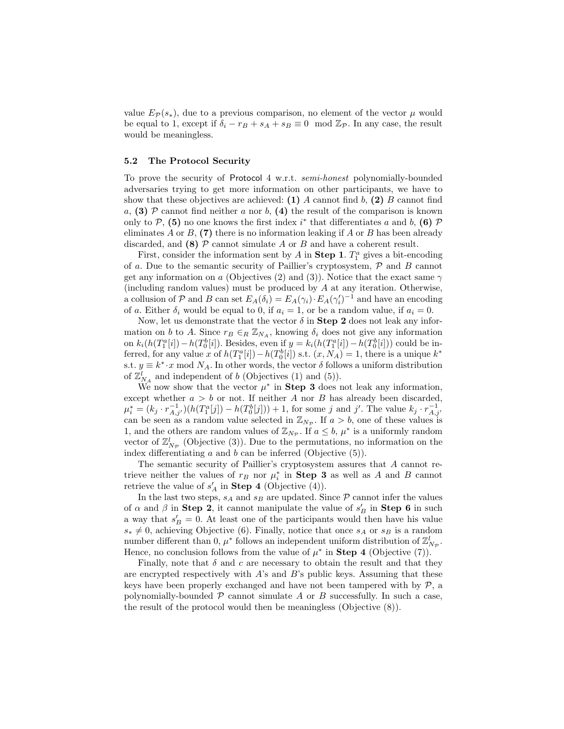value $E_{\mathcal{P}}(s_*)$, due to a previous comparison, no element of the vector $\mu$ would be equal to 1, except if $\delta_i - r_B + s_A + s_B \equiv 0 \mod \mathbb{Z}_{\mathcal{P}}$. In any case, the result would be meaningless.

### 5.2 The Protocol Security

To prove the security of Protocol 4 w.r.t. *semi-honest* polynomially-bounded adversaries trying to get more information on other participants, we have to show that these objectives are achieved: **(1)** $A$ cannot find $b$, **(2)** $B$ cannot find $a$, **(3)** $\mathcal{P}$ cannot find neither $a$ nor $b$, **(4)** the result of the comparison is known only to $\mathcal{P}$, **(5)** no one knows the first index $i^*$ that differentiates $a$ and $b$, **(6)** $\mathcal{P}$ eliminates $A$ or $B$, **(7)** there is no information leaking if $A$ or $B$ has been already discarded, and **(8)** $\mathcal{P}$ cannot simulate $A$ or $B$ and have a coherent result.

First, consider the information sent by $A$ in **Step 1**. $T_1^a$ gives a bit-encoding of $a$. Due to the semantic security of Paillier's cryptosystem, $\mathcal{P}$ and $B$ cannot get any information on $a$ (Objectives (2) and (3)). Notice that the exact same $\gamma$ (including random values) must be produced by $A$ at any iteration. Otherwise, a collusion of $\mathcal{P}$ and $B$ can set $E_A(\delta_i) = E_A(\gamma_i) \cdot E_A(\gamma_i')^{-1}$ and have an encoding of $a$. Either $\delta_i$ would be equal to 0, if $a_i = 1$, or be a random value, if $a_i = 0$.

Now, let us demonstrate that the vector $\delta$ in **Step 2** does not leak any information on $b$ to $A$. Since $r_B \in_R \mathbb{Z}_{N_A}$, knowing $\delta_i$ does not give any information on $k_i(h(T_1^a[i]) - h(T_0^b[i]))$. Besides, even if $y = k_i(h(T_1^a[i]) - h(T_0^b[i]))$ could be inferred, for any value $x$ of $h(T_1^a[i]) - h(T_0^b[i])$ s.t. $(x, N_A) = 1$, there is a unique $k^*$ s.t. $y \equiv k^* \cdot x \mod N_A$. In other words, the vector $\delta$ follows a uniform distribution of $\mathbb{Z}_{N_A}^l$ and independent of $b$ (Objectives (1) and (5)).

We now show that the vector $\mu^*$ in **Step 3** does not leak any information, except whether $a > b$ or not. If neither $A$ nor $B$ has already been discarded, $\mu_i^* = (k_j \cdot r_{A,j'}^{-1})(h(T_1^a[j]) - h(T_0^b[j])) + 1$, for some $j$ and $j'$. The value $k_j \cdot r_{A,j'}^{-1}$ can be seen as a random value selected in $\mathbb{Z}_{N_{\mathcal{P}}}$. If $a > b$, one of these values is 1, and the others are random values of $\mathbb{Z}_{N_{\mathcal{P}}}$. If $a \leq b$, $\mu^*$ is a uniformly random vector of $\mathbb{Z}_{N_{\mathcal{P}}}^l$ (Objective (3)). Due to the permutations, no information on the index differentiating $a$ and $b$ can be inferred (Objective (5)).

The semantic security of Paillier's cryptosystem assures that $A$ cannot retrieve neither the values of $r_B$ nor $\mu_i^*$ in **Step 3** as well as $A$ and $B$ cannot retrieve the value of $s_A'$ in **Step 4** (Objective (4)).

In the last two steps, $s_A$ and $s_B$ are updated. Since $\mathcal{P}$ cannot infer the values of $\alpha$ and $\beta$ in **Step 2**, it cannot manipulate the value of $s_B'$ in **Step 6** in such a way that $s_B' = 0$. At least one of the participants would then have his value $s_* \neq 0$, achieving Objective (6). Finally, notice that once $s_A$ or $s_B$ is a random number different than 0, $\mu^*$ follows an independent uniform distribution of $\mathbb{Z}_{N_{\mathcal{P}}}^l$. Hence, no conclusion follows from the value of $\mu^*$ in **Step 4** (Objective (7)).

Finally, note that $\delta$ and $c$ are necessary to obtain the result and that they are encrypted respectively with $A$'s and $B$'s public keys. Assuming that these keys have been properly exchanged and have not been tampered with by $\mathcal{P}$, a polynomially-bounded $\mathcal{P}$ cannot simulate $A$ or $B$ successfully. In such a case, the result of the protocol would then be meaningless (Objective (8)).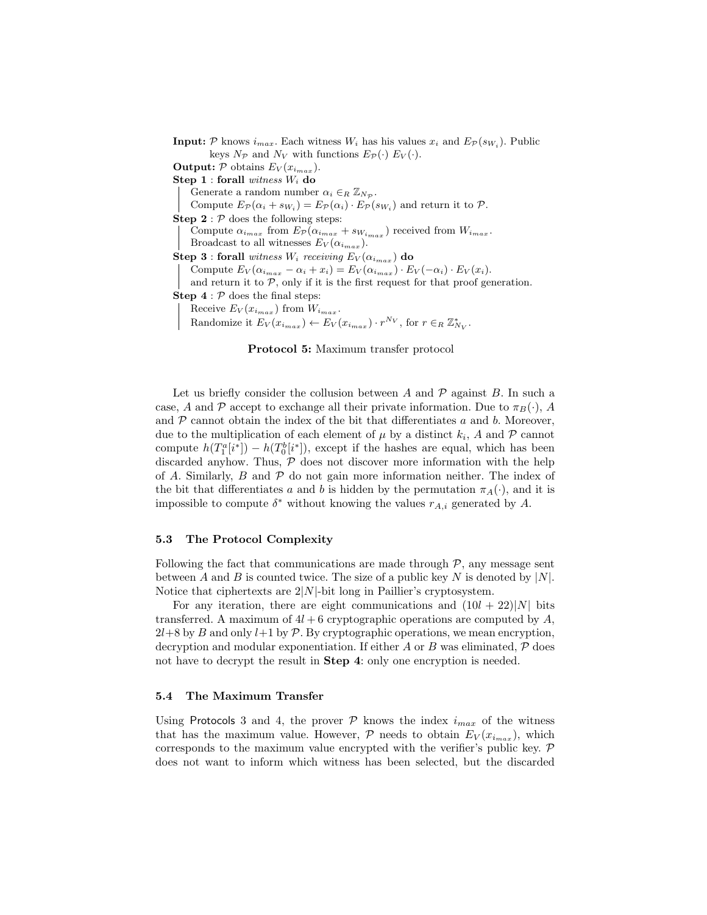**Input:** $\mathcal{P}$ knows $i_{max}$. Each witness $W_i$ has his values $x_i$ and $E_{\mathcal{P}}(s_{W_i})$. Public keys $N_{\mathcal{P}}$ and $N_V$ with functions $E_{\mathcal{P}}(\cdot)$ $E_V(\cdot)$.

**Output:** $\mathcal{P}$ obtains $E_V(x_{i_{max}})$.

**Step 1** : **forall** *witness* $W_i$ **do**

- Generate a random number $\alpha_i \in_R \mathbb{Z}_{N_{\mathcal{P}}}$.
- Compute $E_{\mathcal{P}}(\alpha_i + s_{W_i}) = E_{\mathcal{P}}(\alpha_i) \cdot E_{\mathcal{P}}(s_{W_i})$ and return it to $\mathcal{P}$.

**Step 2** : $\mathcal{P}$ does the following steps:

- Compute $\alpha_{i_{max}}$ from $E_{\mathcal{P}}(\alpha_{i_{max}} + s_{W_{i_{max}}})$ received from $W_{i_{max}}$.
- Broadcast to all witnesses $E_V(\alpha_{i_{max}})$.

**Step 3** : **forall** *witness* $W_i$ *receiving* $E_V(\alpha_{i_{max}})$ **do**

- Compute $E_V(\alpha_{i_{max}} - \alpha_i + x_i) = E_V(\alpha_{i_{max}}) \cdot E_V(-\alpha_i) \cdot E_V(x_i)$.
- and return it to $\mathcal{P}$, only if it is the first request for that proof generation.

**Step 4** : $\mathcal{P}$ does the final steps:

- Receive $E_V(x_{i_{max}})$ from $W_{i_{max}}$.
- Randomize it $E_V(x_{i_{max}}) \leftarrow E_V(x_{i_{max}}) \cdot r^{N_V}$, for $r \in_R \mathbb{Z}^*_{N_V}$.

**Protocol 5:** Maximum transfer protocol

Let us briefly consider the collusion between $A$ and $\mathcal{P}$ against $B$. In such a case, $A$ and $\mathcal{P}$ accept to exchange all their private information. Due to $\pi_B(\cdot)$, $A$ and $\mathcal{P}$ cannot obtain the index of the bit that differentiates $a$ and $b$. Moreover, due to the multiplication of each element of $\mu$ by a distinct $k_i$, $A$ and $\mathcal{P}$ cannot compute $h(T^a_1[i^*]) - h(T^b_0[i^*])$, except if the hashes are equal, which has been discarded anyhow. Thus, $\mathcal{P}$ does not discover more information with the help of $A$. Similarly, $B$ and $\mathcal{P}$ do not gain more information neither. The index of the bit that differentiates $a$ and $b$ is hidden by the permutation $\pi_A(\cdot)$, and it is impossible to compute $\delta^*$ without knowing the values $r_{A,i}$ generated by $A$.

### 5.3 The Protocol Complexity

Following the fact that communications are made through $\mathcal{P}$, any message sent between $A$ and $B$ is counted twice. The size of a public key $N$ is denoted by $|N|$. Notice that ciphertexts are $2|N|$-bit long in Paillier's cryptosystem.

For any iteration, there are eight communications and $(10l + 22)|N|$ bits transferred. A maximum of $4l + 6$ cryptographic operations are computed by $A$, $2l+8$ by $B$ and only $l+1$ by $\mathcal{P}$. By cryptographic operations, we mean encryption, decryption and modular exponentiation. If either $A$ or $B$ was eliminated, $\mathcal{P}$ does not have to decrypt the result in **Step 4**: only one encryption is needed.

### 5.4 The Maximum Transfer

Using Protocols 3 and 4, the prover $\mathcal{P}$ knows the index $i_{max}$ of the witness that has the maximum value. However, $\mathcal{P}$ needs to obtain $E_V(x_{i_{max}})$, which corresponds to the maximum value encrypted with the verifier's public key. $\mathcal{P}$ does not want to inform which witness has been selected, but the discarded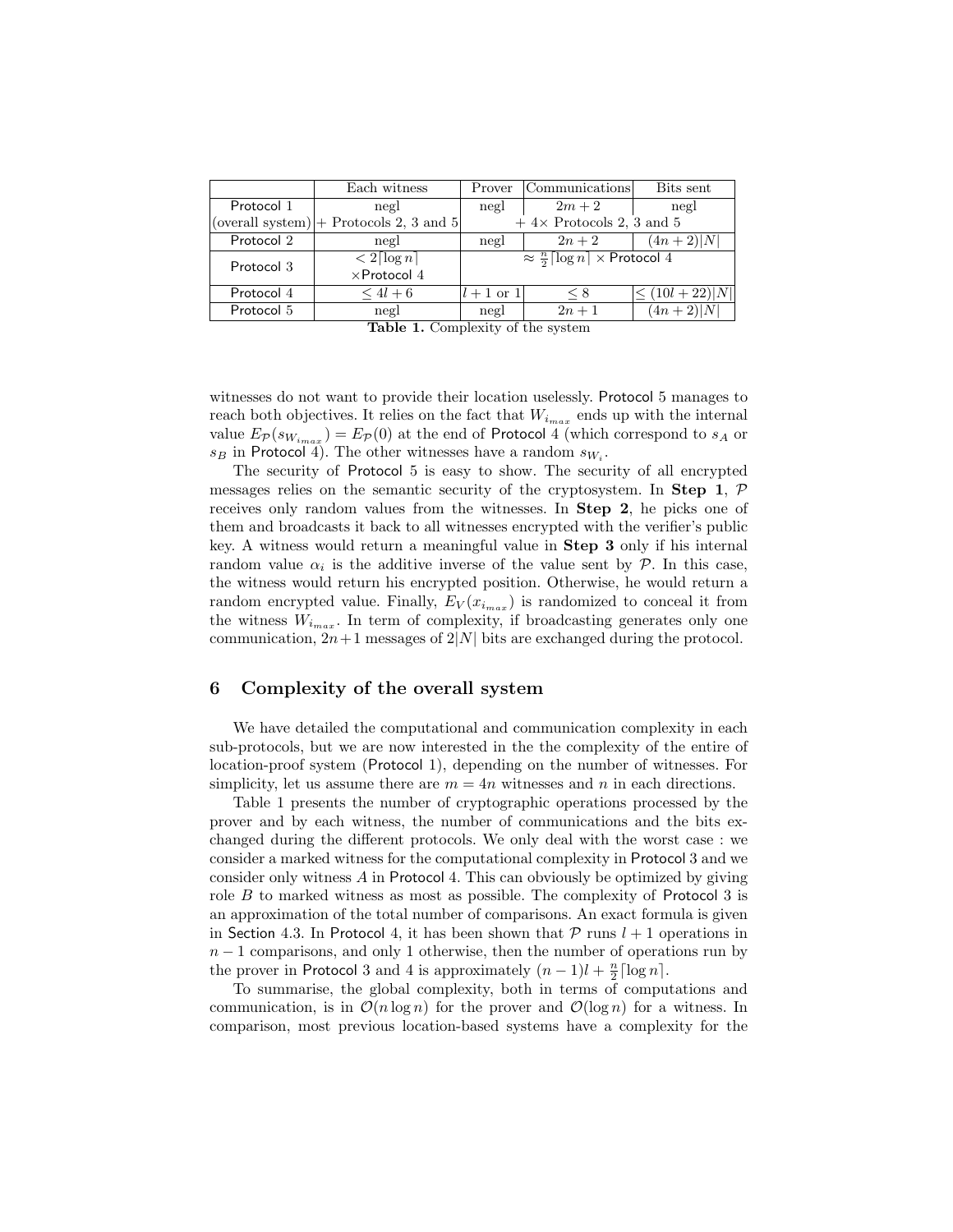|  | Each witness | Prover | Communications | Bits sent |
|---|---|---|---|---|
| Protocol 1 | negl | negl | $2m+2$ | negl |
| (overall system) | + Protocols 2, 3 and 5 | + 4× Protocols 2, 3 and 5 | | |
| Protocol 2 | negl | negl | $2n+2$ | $(4n+2)\|N\|$ |
| Protocol 3 | $< 2\lceil \log n \rceil$ ×Protocol 4 | $\approx \frac{n}{2}\lceil \log n \rceil$ × Protocol 4 | | |
| Protocol 4 | $\leq 4l+6$ | $l+1$ or 1 | $\leq 8$ | $\leq (10l+22)\|N\|$ |
| Protocol 5 | negl | negl | $2n+1$ | $(4n+2)\|N\|$ |

**Table 1.** Complexity of the system

witnesses do not want to provide their location uselessly. Protocol 5 manages to reach both objectives. It relies on the fact that $W_{i_{max}}$ ends up with the internal value $E_{\mathcal{P}}(s_{W_{i_{max}}}) = E_{\mathcal{P}}(0)$ at the end of Protocol 4 (which correspond to $s_A$ or $s_B$ in Protocol 4). The other witnesses have a random $s_{W_i}$.

The security of Protocol 5 is easy to show. The security of all encrypted messages relies on the semantic security of the cryptosystem. In **Step 1**, $\mathcal{P}$ receives only random values from the witnesses. In **Step 2**, he picks one of them and broadcasts it back to all witnesses encrypted with the verifier's public key. A witness would return a meaningful value in **Step 3** only if his internal random value $\alpha_i$ is the additive inverse of the value sent by $\mathcal{P}$. In this case, the witness would return his encrypted position. Otherwise, he would return a random encrypted value. Finally, $E_V(x_{i_{max}})$ is randomized to conceal it from the witness $W_{i_{max}}$. In term of complexity, if broadcasting generates only one communication, $2n+1$ messages of $2|N|$ bits are exchanged during the protocol.

## 6 Complexity of the overall system

We have detailed the computational and communication complexity in each sub-protocols, but we are now interested in the the complexity of the entire of location-proof system (Protocol 1), depending on the number of witnesses. For simplicity, let us assume there are $m = 4n$ witnesses and $n$ in each directions.

Table 1 presents the number of cryptographic operations processed by the prover and by each witness, the number of communications and the bits exchanged during the different protocols. We only deal with the worst case : we consider a marked witness for the computational complexity in Protocol 3 and we consider only witness $A$ in Protocol 4. This can obviously be optimized by giving role $B$ to marked witness as most as possible. The complexity of Protocol 3 is an approximation of the total number of comparisons. An exact formula is given in Section 4.3. In Protocol 4, it has been shown that $\mathcal{P}$ runs $l+1$ operations in $n-1$ comparisons, and only 1 otherwise, then the number of operations run by the prover in Protocol 3 and 4 is approximately $(n-1)l + \frac{n}{2}\lceil \log n \rceil$.

To summarise, the global complexity, both in terms of computations and communication, is in $\mathcal{O}(n \log n)$ for the prover and $\mathcal{O}(\log n)$ for a witness. In comparison, most previous location-based systems have a complexity for the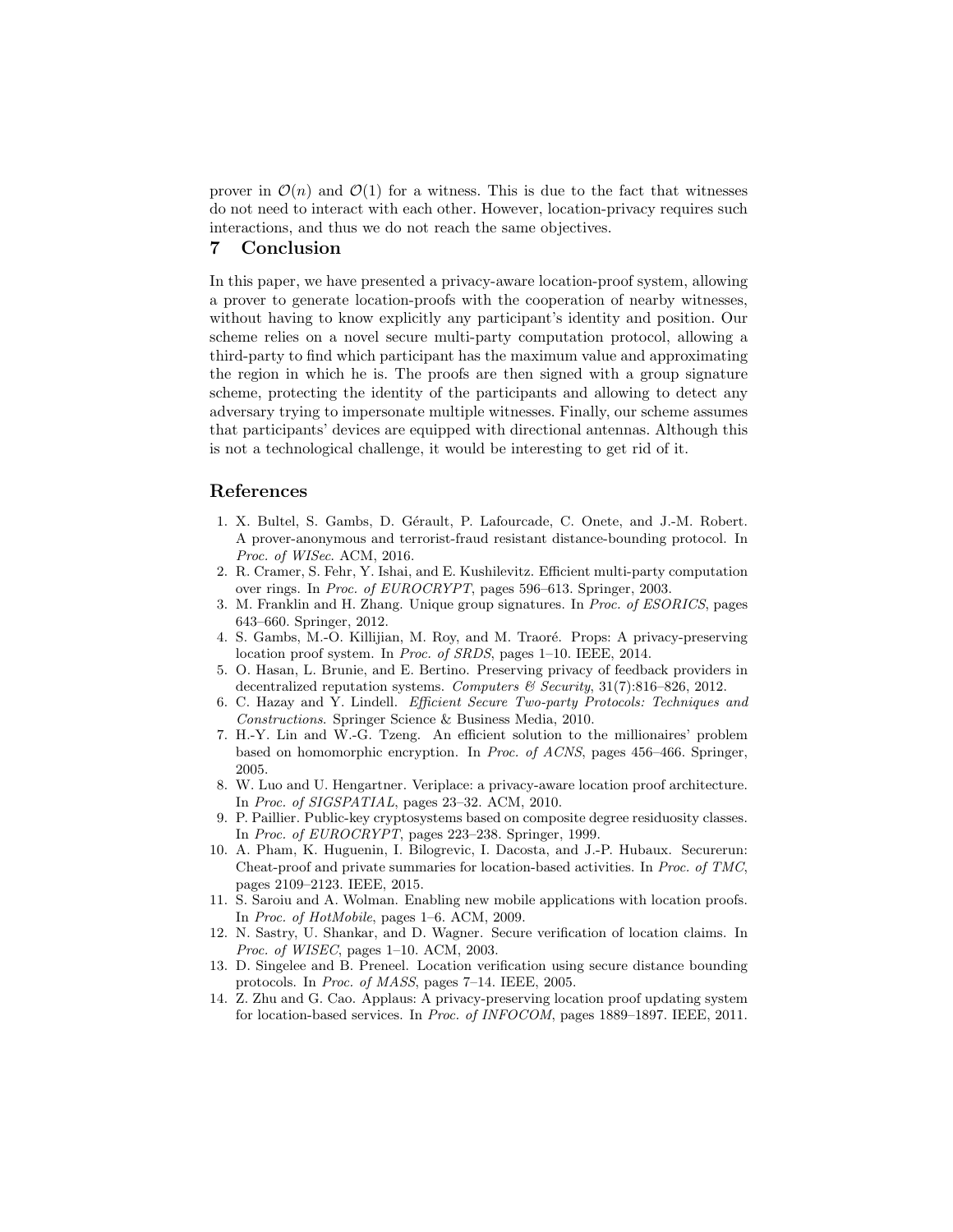prover in $\mathcal{O}(n)$ and $\mathcal{O}(1)$ for a witness. This is due to the fact that witnesses do not need to interact with each other. However, location-privacy requires such interactions, and thus we do not reach the same objectives.

## 7 Conclusion

In this paper, we have presented a privacy-aware location-proof system, allowing a prover to generate location-proofs with the cooperation of nearby witnesses, without having to know explicitly any participant's identity and position. Our scheme relies on a novel secure multi-party computation protocol, allowing a third-party to find which participant has the maximum value and approximating the region in which he is. The proofs are then signed with a group signature scheme, protecting the identity of the participants and allowing to detect any adversary trying to impersonate multiple witnesses. Finally, our scheme assumes that participants' devices are equipped with directional antennas. Although this is not a technological challenge, it would be interesting to get rid of it.

## References

1. X. Bultel, S. Gambs, D. Gérault, P. Lafourcade, C. Onete, and J.-M. Robert. A prover-anonymous and terrorist-fraud resistant distance-bounding protocol. In *Proc. of WISec*. ACM, 2016.
2. R. Cramer, S. Fehr, Y. Ishai, and E. Kushilevitz. Efficient multi-party computation over rings. In *Proc. of EUROCRYPT*, pages 596–613. Springer, 2003.
3. M. Franklin and H. Zhang. Unique group signatures. In *Proc. of ESORICS*, pages 643–660. Springer, 2012.
4. S. Gambs, M.-O. Killijian, M. Roy, and M. Traoré. Props: A privacy-preserving location proof system. In *Proc. of SRDS*, pages 1–10. IEEE, 2014.
5. O. Hasan, L. Brunie, and E. Bertino. Preserving privacy of feedback providers in decentralized reputation systems. *Computers & Security*, 31(7):816–826, 2012.
6. C. Hazay and Y. Lindell. *Efficient Secure Two-party Protocols: Techniques and Constructions*. Springer Science & Business Media, 2010.
7. H.-Y. Lin and W.-G. Tzeng. An efficient solution to the millionaires' problem based on homomorphic encryption. In *Proc. of ACNS*, pages 456–466. Springer, 2005.
8. W. Luo and U. Hengartner. Veriplace: a privacy-aware location proof architecture. In *Proc. of SIGSPATIAL*, pages 23–32. ACM, 2010.
9. P. Paillier. Public-key cryptosystems based on composite degree residuosity classes. In *Proc. of EUROCRYPT*, pages 223–238. Springer, 1999.
10. A. Pham, K. Huguenin, I. Bilogrevic, I. Dacosta, and J.-P. Hubaux. Securerun: Cheat-proof and private summaries for location-based activities. In *Proc. of TMC*, pages 2109–2123. IEEE, 2015.
11. S. Saroiu and A. Wolman. Enabling new mobile applications with location proofs. In *Proc. of HotMobile*, pages 1–6. ACM, 2009.
12. N. Sastry, U. Shankar, and D. Wagner. Secure verification of location claims. In *Proc. of WISEC*, pages 1–10. ACM, 2003.
13. D. Singelee and B. Preneel. Location verification using secure distance bounding protocols. In *Proc. of MASS*, pages 7–14. IEEE, 2005.
14. Z. Zhu and G. Cao. Applaus: A privacy-preserving location proof updating system for location-based services. In *Proc. of INFOCOM*, pages 1889–1897. IEEE, 2011.